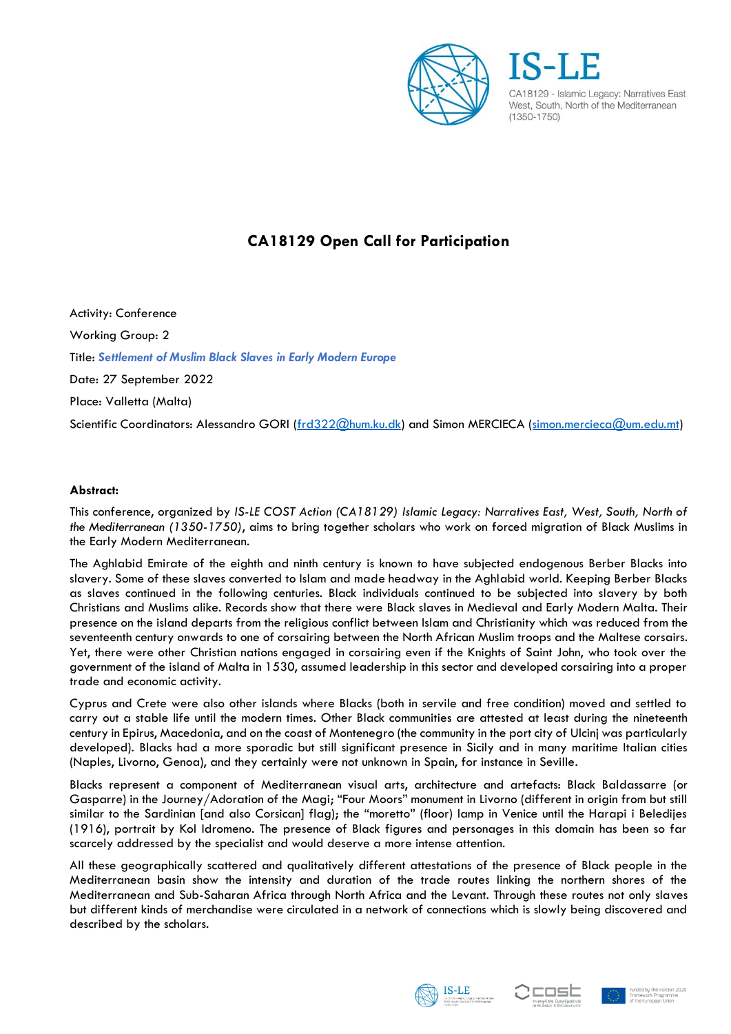# CA18129 Open Call for Participation

Activity: Conference

Working Group: 2

Title: ***Settlement of Muslim Black Slaves in Early Modern Europe***

Date: 27 September 2022

Place: Valletta (Malta)

Scientific Coordinators: Alessandro GORI (frd322@hum.ku.dk) and Simon MERCIECA (simon.mercieca@um.edu.mt)

**Abstract:**

This conference, organized by *IS-LE COST Action (CA18129) Islamic Legacy: Narratives East, West, South, North of the Mediterranean (1350-1750)*, aims to bring together scholars who work on forced migration of Black Muslims in the Early Modern Mediterranean.

The Aghlabid Emirate of the eighth and ninth century is known to have subjected endogenous Berber Blacks into slavery. Some of these slaves converted to Islam and made headway in the Aghlabid world. Keeping Berber Blacks as slaves continued in the following centuries. Black individuals continued to be subjected into slavery by both Christians and Muslims alike. Records show that there were Black slaves in Medieval and Early Modern Malta. Their presence on the island departs from the religious conflict between Islam and Christianity which was reduced from the seventeenth century onwards to one of corsairing between the North African Muslim troops and the Maltese corsairs. Yet, there were other Christian nations engaged in corsairing even if the Knights of Saint John, who took over the government of the island of Malta in 1530, assumed leadership in this sector and developed corsairing into a proper trade and economic activity.

Cyprus and Crete were also other islands where Blacks (both in servile and free condition) moved and settled to carry out a stable life until the modern times. Other Black communities are attested at least during the nineteenth century in Epirus, Macedonia, and on the coast of Montenegro (the community in the port city of Ulcinj was particularly developed). Blacks had a more sporadic but still significant presence in Sicily and in many maritime Italian cities (Naples, Livorno, Genoa), and they certainly were not unknown in Spain, for instance in Seville.

Blacks represent a component of Mediterranean visual arts, architecture and artefacts: Black Baldassarre (or Gasparre) in the Journey/Adoration of the Magi; "Four Moors" monument in Livorno (different in origin from but still similar to the Sardinian [and also Corsican] flag); the "moretto" (floor) lamp in Venice until the Harapi i Beledijes (1916), portrait by Kol Idromeno. The presence of Black figures and personages in this domain has been so far scarcely addressed by the specialist and would deserve a more intense attention.

All these geographically scattered and qualitatively different attestations of the presence of Black people in the Mediterranean basin show the intensity and duration of the trade routes linking the northern shores of the Mediterranean and Sub-Saharan Africa through North Africa and the Levant. Through these routes not only slaves but different kinds of merchandise were circulated in a network of connections which is slowly being discovered and described by the scholars.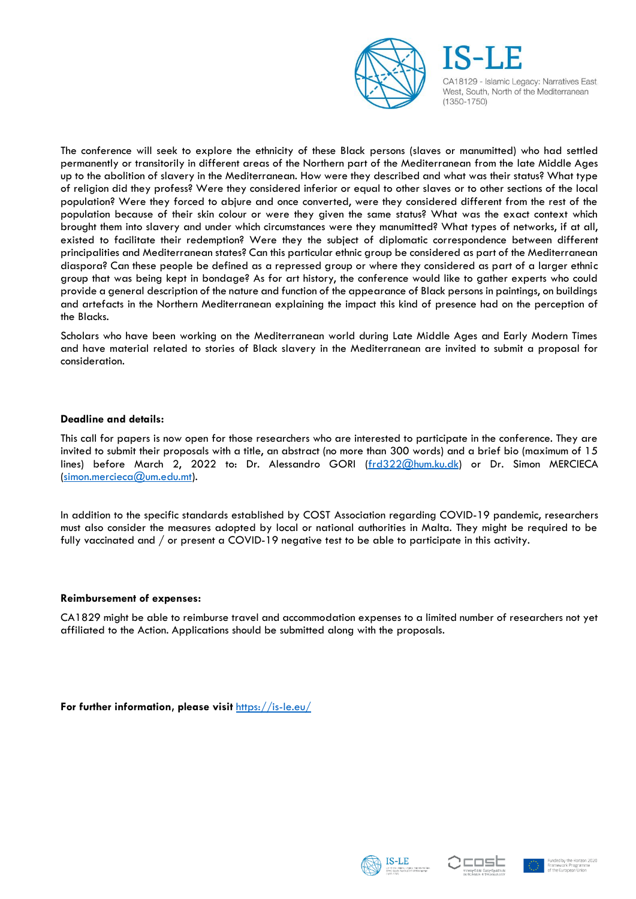The conference will seek to explore the ethnicity of these Black persons (slaves or manumitted) who had settled permanently or transitorily in different areas of the Northern part of the Mediterranean from the late Middle Ages up to the abolition of slavery in the Mediterranean. How were they described and what was their status? What type of religion did they profess? Were they considered inferior or equal to other slaves or to other sections of the local population? Were they forced to abjure and once converted, were they considered different from the rest of the population because of their skin colour or were they given the same status? What was the exact context which brought them into slavery and under which circumstances were they manumitted? What types of networks, if at all, existed to facilitate their redemption? Were they the subject of diplomatic correspondence between different principalities and Mediterranean states? Can this particular ethnic group be considered as part of the Mediterranean diaspora? Can these people be defined as a repressed group or where they considered as part of a larger ethnic group that was being kept in bondage? As for art history, the conference would like to gather experts who could provide a general description of the nature and function of the appearance of Black persons in paintings, on buildings and artefacts in the Northern Mediterranean explaining the impact this kind of presence had on the perception of the Blacks.

Scholars who have been working on the Mediterranean world during Late Middle Ages and Early Modern Times and have material related to stories of Black slavery in the Mediterranean are invited to submit a proposal for consideration.

**Deadline and details:**

This call for papers is now open for those researchers who are interested to participate in the conference. They are invited to submit their proposals with a title, an abstract (no more than 300 words) and a brief bio (maximum of 15 lines) before March 2, 2022 to: Dr. Alessandro GORI (frd322@hum.ku.dk) or Dr. Simon MERCIECA (simon.mercieca@um.edu.mt).

In addition to the specific standards established by COST Association regarding COVID-19 pandemic, researchers must also consider the measures adopted by local or national authorities in Malta. They might be required to be fully vaccinated and / or present a COVID-19 negative test to be able to participate in this activity.

**Reimbursement of expenses:**

CA1829 might be able to reimburse travel and accommodation expenses to a limited number of researchers not yet affiliated to the Action. Applications should be submitted along with the proposals.

**For further information, please visit** https://is-le.eu/